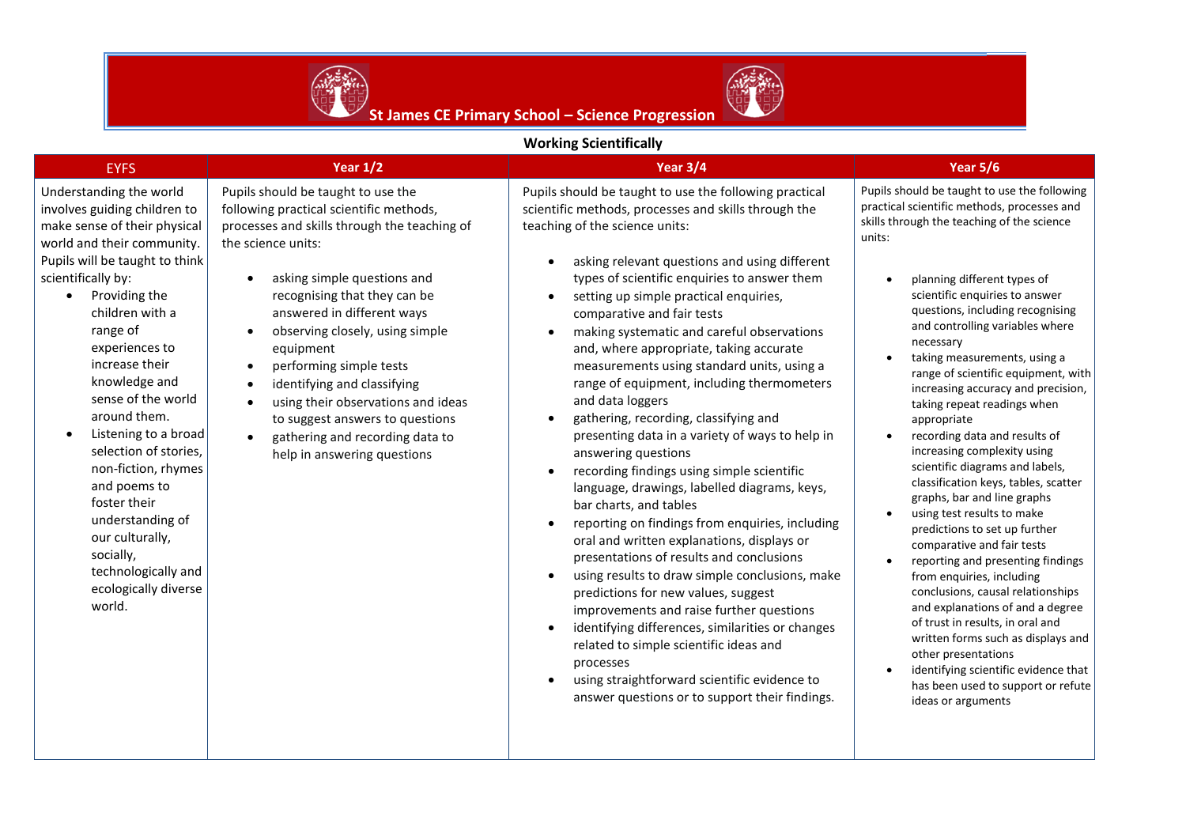# St James CE Primary School – Science Progression

## Working Scientifically

| EYFS | Year 1/2 | Year 3/4 | Year 5/6 |
|---|---|---|---|
| Understanding the world involves guiding children to make sense of their physical world and their community. Pupils will be taught to think scientifically by:<br>• Providing the children with a range of experiences to increase their knowledge and sense of the world around them.<br>• Listening to a broad selection of stories, non-fiction, rhymes and poems to foster their understanding of our culturally, socially, technologically and ecologically diverse world. | Pupils should be taught to use the following practical scientific methods, processes and skills through the teaching of the science units:<br>• asking simple questions and recognising that they can be answered in different ways<br>• observing closely, using simple equipment<br>• performing simple tests<br>• identifying and classifying<br>• using their observations and ideas to suggest answers to questions<br>• gathering and recording data to help in answering questions | Pupils should be taught to use the following practical scientific methods, processes and skills through the teaching of the science units:<br>• asking relevant questions and using different types of scientific enquiries to answer them<br>• setting up simple practical enquiries, comparative and fair tests<br>• making systematic and careful observations and, where appropriate, taking accurate measurements using standard units, using a range of equipment, including thermometers and data loggers<br>• gathering, recording, classifying and presenting data in a variety of ways to help in answering questions<br>• recording findings using simple scientific language, drawings, labelled diagrams, keys, bar charts, and tables<br>• reporting on findings from enquiries, including oral and written explanations, displays or presentations of results and conclusions<br>• using results to draw simple conclusions, make predictions for new values, suggest improvements and raise further questions<br>• identifying differences, similarities or changes related to simple scientific ideas and processes<br>• using straightforward scientific evidence to answer questions or to support their findings. | Pupils should be taught to use the following practical scientific methods, processes and skills through the teaching of the science units:<br>• planning different types of scientific enquiries to answer questions, including recognising and controlling variables where necessary<br>• taking measurements, using a range of scientific equipment, with increasing accuracy and precision, taking repeat readings when appropriate<br>• recording data and results of increasing complexity using scientific diagrams and labels, classification keys, tables, scatter graphs, bar and line graphs<br>• using test results to make predictions to set up further comparative and fair tests<br>• reporting and presenting findings from enquiries, including conclusions, causal relationships and explanations of and a degree of trust in results, in oral and written forms such as displays and other presentations<br>• identifying scientific evidence that has been used to support or refute ideas or arguments |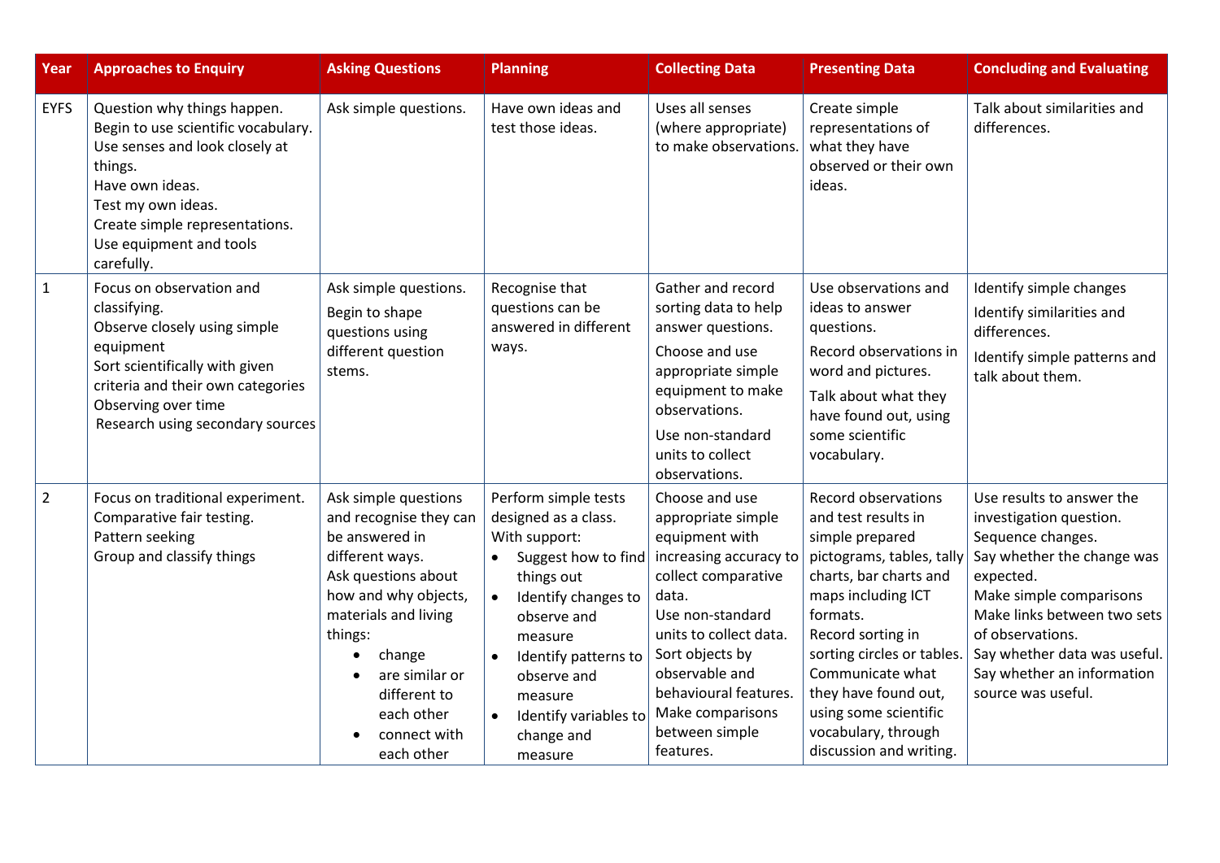| Year | Approaches to Enquiry | Asking Questions | Planning | Collecting Data | Presenting Data | Concluding and Evaluating |
|---|---|---|---|---|---|---|
| EYFS | Question why things happen.<br>Begin to use scientific vocabulary.<br>Use senses and look closely at things.<br>Have own ideas.<br>Test my own ideas.<br>Create simple representations.<br>Use equipment and tools carefully. | Ask simple questions. | Have own ideas and test those ideas. | Uses all senses (where appropriate) to make observations. | Create simple representations of what they have observed or their own ideas. | Talk about similarities and differences. |
| 1 | Focus on observation and classifying.<br>Observe closely using simple equipment<br>Sort scientifically with given criteria and their own categories<br>Observing over time<br>Research using secondary sources | Ask simple questions.<br>Begin to shape questions using different question stems. | Recognise that questions can be answered in different ways. | Gather and record sorting data to help answer questions.<br>Choose and use appropriate simple equipment to make observations.<br>Use non-standard units to collect observations. | Use observations and ideas to answer questions.<br>Record observations in word and pictures.<br>Talk about what they have found out, using some scientific vocabulary. | Identify simple changes<br>Identify similarities and differences.<br>Identify simple patterns and talk about them. |
| 2 | Focus on traditional experiment.<br>Comparative fair testing.<br>Pattern seeking<br>Group and classify things | Ask simple questions and recognise they can be answered in different ways.<br>Ask questions about how and why objects, materials and living things:<br>• change<br>• are similar or different to each other<br>• connect with each other | Perform simple tests designed as a class.<br>With support:<br>• Suggest how to find things out<br>• Identify changes to observe and measure<br>• Identify patterns to observe and measure<br>• Identify variables to change and measure | Choose and use appropriate simple equipment with increasing accuracy to collect comparative data.<br>Use non-standard units to collect data.<br>Sort objects by observable and behavioural features.<br>Make comparisons between simple features. | Record observations and test results in simple prepared pictograms, tables, tally charts, bar charts and maps including ICT formats.<br>Record sorting in sorting circles or tables.<br>Communicate what they have found out, using some scientific vocabulary, through discussion and writing. | Use results to answer the investigation question.<br>Sequence changes.<br>Say whether the change was expected.<br>Make simple comparisons<br>Make links between two sets of observations.<br>Say whether data was useful.<br>Say whether an information source was useful. |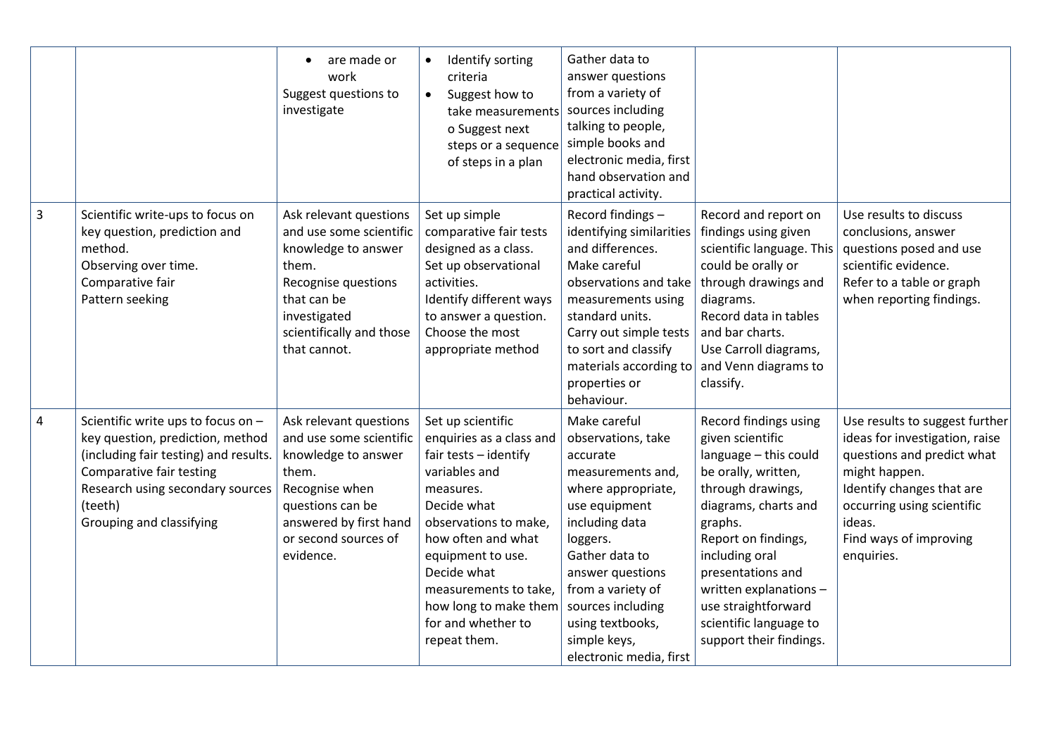| | | | | | | |
|---|---|---|---|---|---|---|
| | | • are made or work<br>Suggest questions to investigate | • Identify sorting criteria<br>• Suggest how to take measurements<br>o Suggest next steps or a sequence of steps in a plan | Gather data to answer questions from a variety of sources including talking to people, simple books and electronic media, first hand observation and practical activity. | | |
| 3 | Scientific write-ups to focus on key question, prediction and method.<br>Observing over time.<br>Comparative fair<br>Pattern seeking | Ask relevant questions and use some scientific knowledge to answer them.<br>Recognise questions that can be investigated scientifically and those that cannot. | Set up simple comparative fair tests designed as a class.<br>Set up observational activities.<br>Identify different ways to answer a question.<br>Choose the most appropriate method | Record findings – identifying similarities and differences.<br>Make careful observations and take measurements using standard units.<br>Carry out simple tests to sort and classify materials according to properties or behaviour. | Record and report on findings using given scientific language. This could be orally or through drawings and diagrams.<br>Record data in tables and bar charts.<br>Use Carroll diagrams, and Venn diagrams to classify. | Use results to discuss conclusions, answer questions posed and use scientific evidence.<br>Refer to a table or graph when reporting findings. |
| 4 | Scientific write ups to focus on – key question, prediction, method (including fair testing) and results.<br>Comparative fair testing<br>Research using secondary sources (teeth)<br>Grouping and classifying | Ask relevant questions and use some scientific knowledge to answer them.<br>Recognise when questions can be answered by first hand or second sources of evidence. | Set up scientific enquiries as a class and fair tests – identify variables and measures.<br>Decide what observations to make, how often and what equipment to use.<br>Decide what measurements to take, how long to make them for and whether to repeat them. | Make careful observations, take accurate measurements and, where appropriate, use equipment including data loggers.<br>Gather data to answer questions from a variety of sources including using textbooks, simple keys, electronic media, first | Record findings using given scientific language – this could be orally, written, through drawings, diagrams, charts and graphs.<br>Report on findings, including oral presentations and written explanations – use straightforward scientific language to support their findings. | Use results to suggest further ideas for investigation, raise questions and predict what might happen.<br>Identify changes that are occurring using scientific ideas.<br>Find ways of improving enquiries. |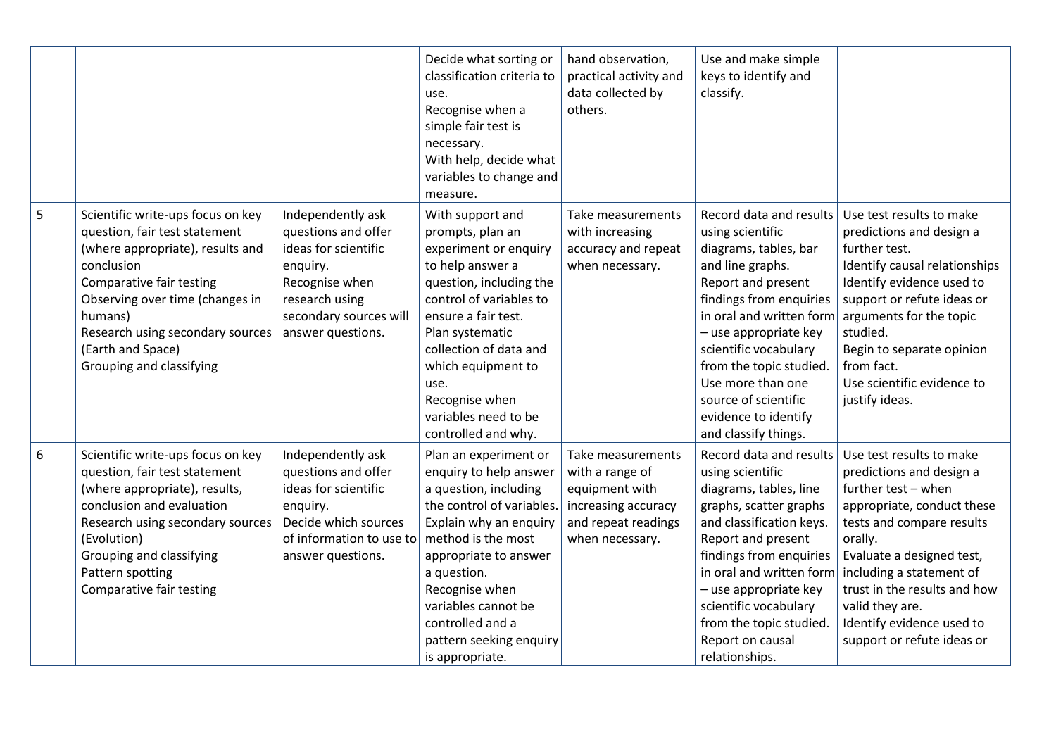| | | | | | | |
|---|---|---|---|---|---|---|
| | | | Decide what sorting or classification criteria to use.<br>Recognise when a simple fair test is necessary.<br>With help, decide what variables to change and measure. | hand observation, practical activity and data collected by others. | Use and make simple keys to identify and classify. | |
| 5 | Scientific write-ups focus on key question, fair test statement (where appropriate), results and conclusion<br>Comparative fair testing<br>Observing over time (changes in humans)<br>Research using secondary sources (Earth and Space)<br>Grouping and classifying | Independently ask questions and offer ideas for scientific enquiry.<br>Recognise when research using secondary sources will answer questions. | With support and prompts, plan an experiment or enquiry to help answer a question, including the control of variables to ensure a fair test.<br>Plan systematic collection of data and which equipment to use.<br>Recognise when variables need to be controlled and why. | Take measurements with increasing accuracy and repeat when necessary. | Record data and results using scientific diagrams, tables, bar and line graphs.<br>Report and present findings from enquiries in oral and written form – use appropriate key scientific vocabulary from the topic studied.<br>Use more than one source of scientific evidence to identify and classify things. | Use test results to make predictions and design a further test.<br>Identify causal relationships<br>Identify evidence used to support or refute ideas or arguments for the topic studied.<br>Begin to separate opinion from fact.<br>Use scientific evidence to justify ideas. |
| 6 | Scientific write-ups focus on key question, fair test statement (where appropriate), results, conclusion and evaluation<br>Research using secondary sources (Evolution)<br>Grouping and classifying<br>Pattern spotting<br>Comparative fair testing | Independently ask questions and offer ideas for scientific enquiry.<br>Decide which sources of information to use to answer questions. | Plan an experiment or enquiry to help answer a question, including the control of variables.<br>Explain why an enquiry method is the most appropriate to answer a question.<br>Recognise when variables cannot be controlled and a pattern seeking enquiry is appropriate. | Take measurements with a range of equipment with increasing accuracy and repeat readings when necessary. | Record data and results using scientific diagrams, tables, line graphs, scatter graphs and classification keys.<br>Report and present findings from enquiries in oral and written form – use appropriate key scientific vocabulary from the topic studied.<br>Report on causal relationships. | Use test results to make predictions and design a further test – when appropriate, conduct these tests and compare results orally.<br>Evaluate a designed test, including a statement of trust in the results and how valid they are.<br>Identify evidence used to support or refute ideas or |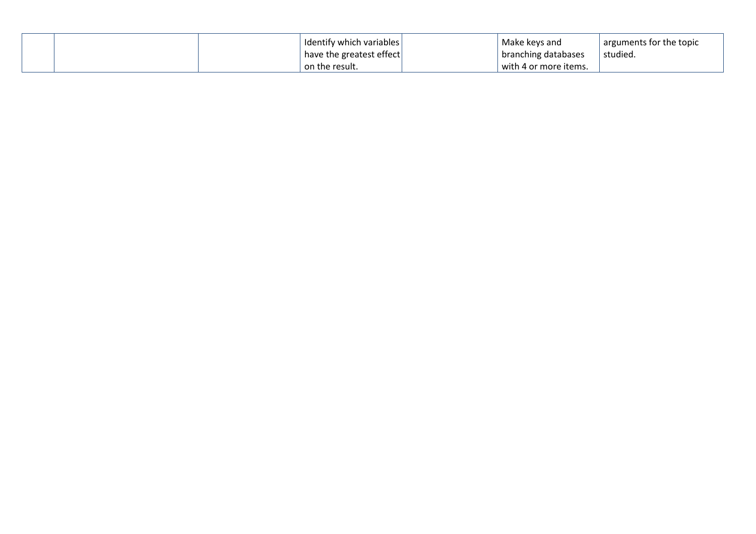| | | | | | | |
|---|---|---|---|---|---|---|
| | | | Identify which variables have the greatest effect on the result. | | Make keys and branching databases with 4 or more items. | arguments for the topic studied. |